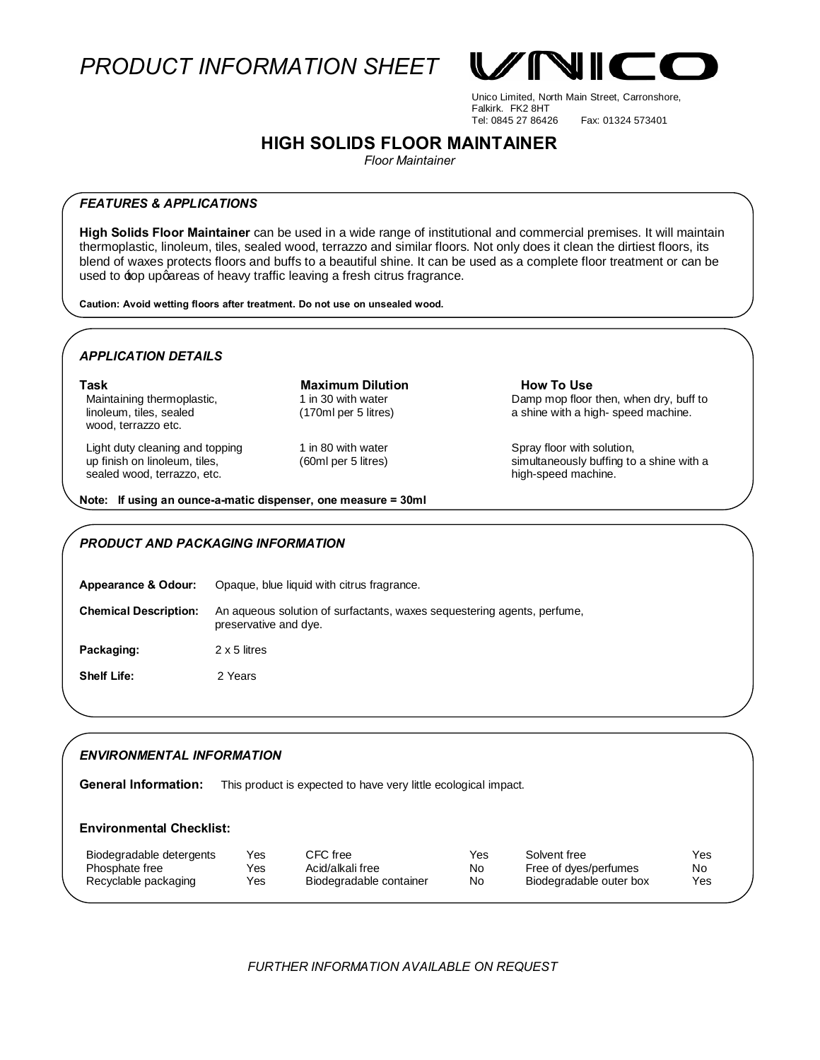# PRODUCT INFORMATION SHEET

UNICO

Unico Limited, North Main Street, Carronshore,
Falkirk. FK2 8HT
Tel: 0845 27 86426 Fax: 01324 573401

## HIGH SOLIDS FLOOR MAINTAINER

*Floor Maintainer*

### *FEATURES & APPLICATIONS*

**High Solids Floor Maintainer** can be used in a wide range of institutional and commercial premises. It will maintain thermoplastic, linoleum, tiles, sealed wood, terrazzo and similar floors. Not only does it clean the dirtiest floors, its blend of waxes protects floors and buffs to a beautiful shine. It can be used as a complete floor treatment or can be used to 'top up' areas of heavy traffic leaving a fresh citrus fragrance.

**Caution: Avoid wetting floors after treatment. Do not use on unsealed wood.**

### *APPLICATION DETAILS*

| Task | Maximum Dilution | How To Use |
| --- | --- | --- |
| Maintaining thermoplastic, linoleum, tiles, sealed wood, terrazzo etc. | 1 in 30 with water (170ml per 5 litres) | Damp mop floor then, when dry, buff to a shine with a high- speed machine. |
| Light duty cleaning and topping up finish on linoleum, tiles, sealed wood, terrazzo, etc. | 1 in 80 with water (60ml per 5 litres) | Spray floor with solution, simultaneously buffing to a shine with a high-speed machine. |

**Note: If using an ounce-a-matic dispenser, one measure = 30ml**

### *PRODUCT AND PACKAGING INFORMATION*

**Appearance & Odour:** Opaque, blue liquid with citrus fragrance.

**Chemical Description:** An aqueous solution of surfactants, waxes sequestering agents, perfume, preservative and dye.

**Packaging:** 2 x 5 litres

**Shelf Life:** 2 Years

### *ENVIRONMENTAL INFORMATION*

**General Information:** This product is expected to have very little ecological impact.

**Environmental Checklist:**

| | | | | | |
| --- | --- | --- | --- | --- | --- |
| Biodegradable detergents | Yes | CFC free | Yes | Solvent free | Yes |
| Phosphate free | Yes | Acid/alkali free | No | Free of dyes/perfumes | No |
| Recyclable packaging | Yes | Biodegradable container | No | Biodegradable outer box | Yes |

*FURTHER INFORMATION AVAILABLE ON REQUEST*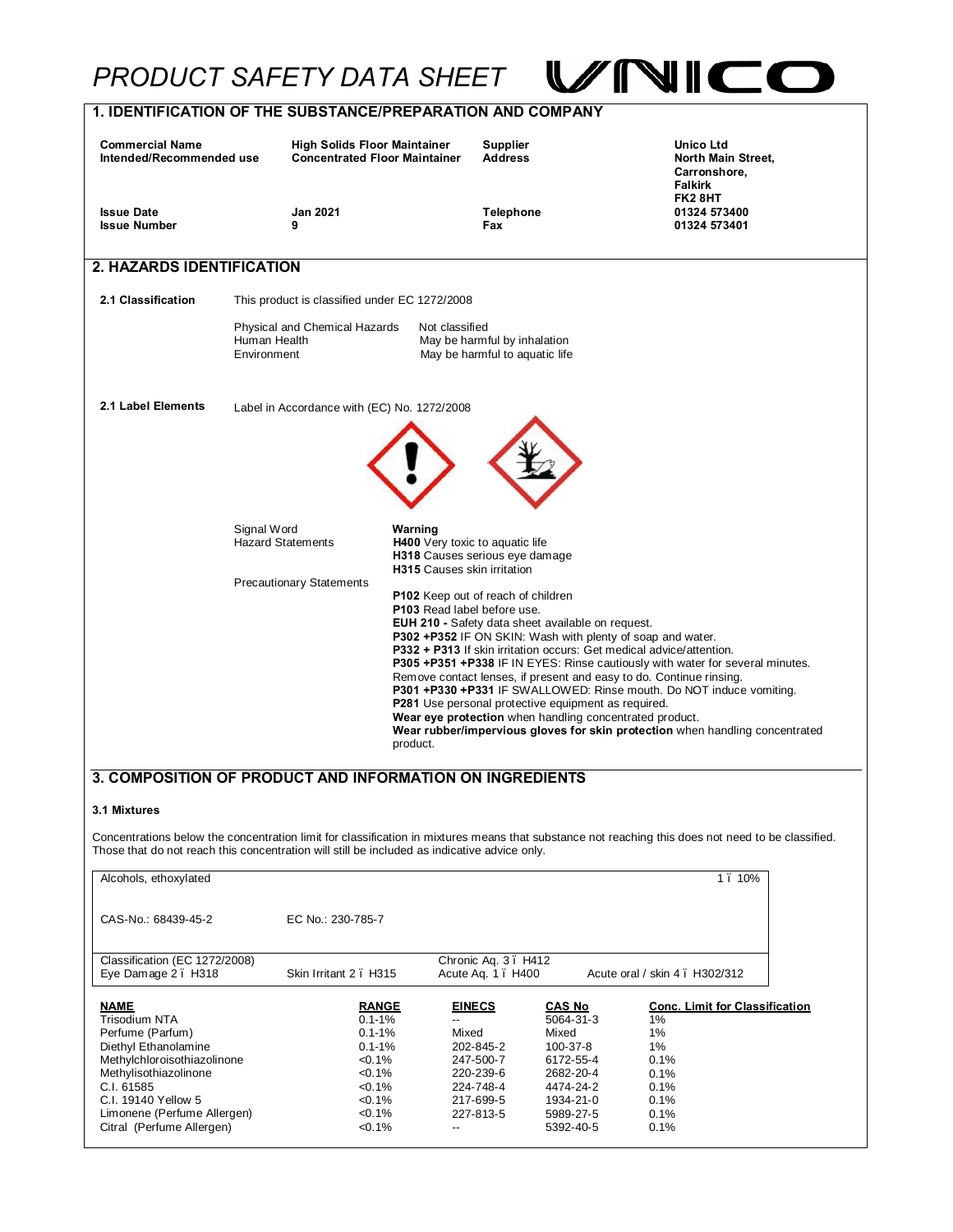# PRODUCT SAFETY DATA SHEET

## 1. IDENTIFICATION OF THE SUBSTANCE/PREPARATION AND COMPANY

| | | | |
|---|---|---|---|
| **Commercial Name** | **High Solids Floor Maintainer** | **Supplier** | **Unico Ltd** |
| **Intended/Recommended use** | **Concentrated Floor Maintainer** | **Address** | **North Main Street, Carronshore, Falkirk FK2 8HT** |
| **Issue Date** | **Jan 2021** | **Telephone** | **01324 573400** |
| **Issue Number** | **9** | **Fax** | **01324 573401** |

## 2. HAZARDS IDENTIFICATION

**2.1 Classification**

This product is classified under EC 1272/2008

| | |
|---|---|
| Physical and Chemical Hazards | Not classified |
| Human Health | May be harmful by inhalation |
| Environment | May be harmful to aquatic life |

**2.1 Label Elements**

Label in Accordance with (EC) No. 1272/2008

Signal Word: **Warning**

Hazard Statements:

**H400** Very toxic to aquatic life
**H318** Causes serious eye damage
**H315** Causes skin irritation

Precautionary Statements:

**P102** Keep out of reach of children
**P103** Read label before use.
**EUH 210 -** Safety data sheet available on request.
**P302 +P352** IF ON SKIN: Wash with plenty of soap and water.
**P332 + P313** If skin irritation occurs: Get medical advice/attention.
**P305 +P351 +P338** IF IN EYES: Rinse cautiously with water for several minutes. Remove contact lenses, if present and easy to do. Continue rinsing.
**P301 +P330 +P331** IF SWALLOWED: Rinse mouth. Do NOT induce vomiting.
**P281** Use personal protective equipment as required.
**Wear eye protection** when handling concentrated product.
**Wear rubber/impervious gloves for skin protection** when handling concentrated product.

## 3. COMPOSITION OF PRODUCT AND INFORMATION ON INGREDIENTS

### 3.1 Mixtures

Concentrations below the concentration limit for classification in mixtures means that substance not reaching this does not need to be classified. Those that do not reach this concentration will still be included as indicative advice only.

| Alcohols, ethoxylated | | | 1 – 10% |
|---|---|---|---|
| CAS-No.: 68439-45-2 | EC No.: 230-785-7 | | |
| Classification (EC 1272/2008) Eye Damage 2 – H318 | Skin Irritant 2 – H315 | Chronic Aq. 3 – H412 Acute Aq. 1 – H400 | Acute oral / skin 4 – H302/312 |

| NAME | RANGE | EINECS | CAS No | Conc. Limit for Classification |
|---|---|---|---|---|
| Trisodium NTA | 0.1-1% | -- | 5064-31-3 | 1% |
| Perfume (Parfum) | 0.1-1% | Mixed | Mixed | 1% |
| Diethyl Ethanolamine | 0.1-1% | 202-845-2 | 100-37-8 | 1% |
| Methylchloroisothiazolinone | <0.1% | 247-500-7 | 6172-55-4 | 0.1% |
| Methylisothiazolinone | <0.1% | 220-239-6 | 2682-20-4 | 0.1% |
| C.I. 61585 | <0.1% | 224-748-4 | 4474-24-2 | 0.1% |
| C.I. 19140 Yellow 5 | <0.1% | 217-699-5 | 1934-21-0 | 0.1% |
| Limonene (Perfume Allergen) | <0.1% | 227-813-5 | 5989-27-5 | 0.1% |
| Citral (Perfume Allergen) | <0.1% | -- | 5392-40-5 | 0.1% |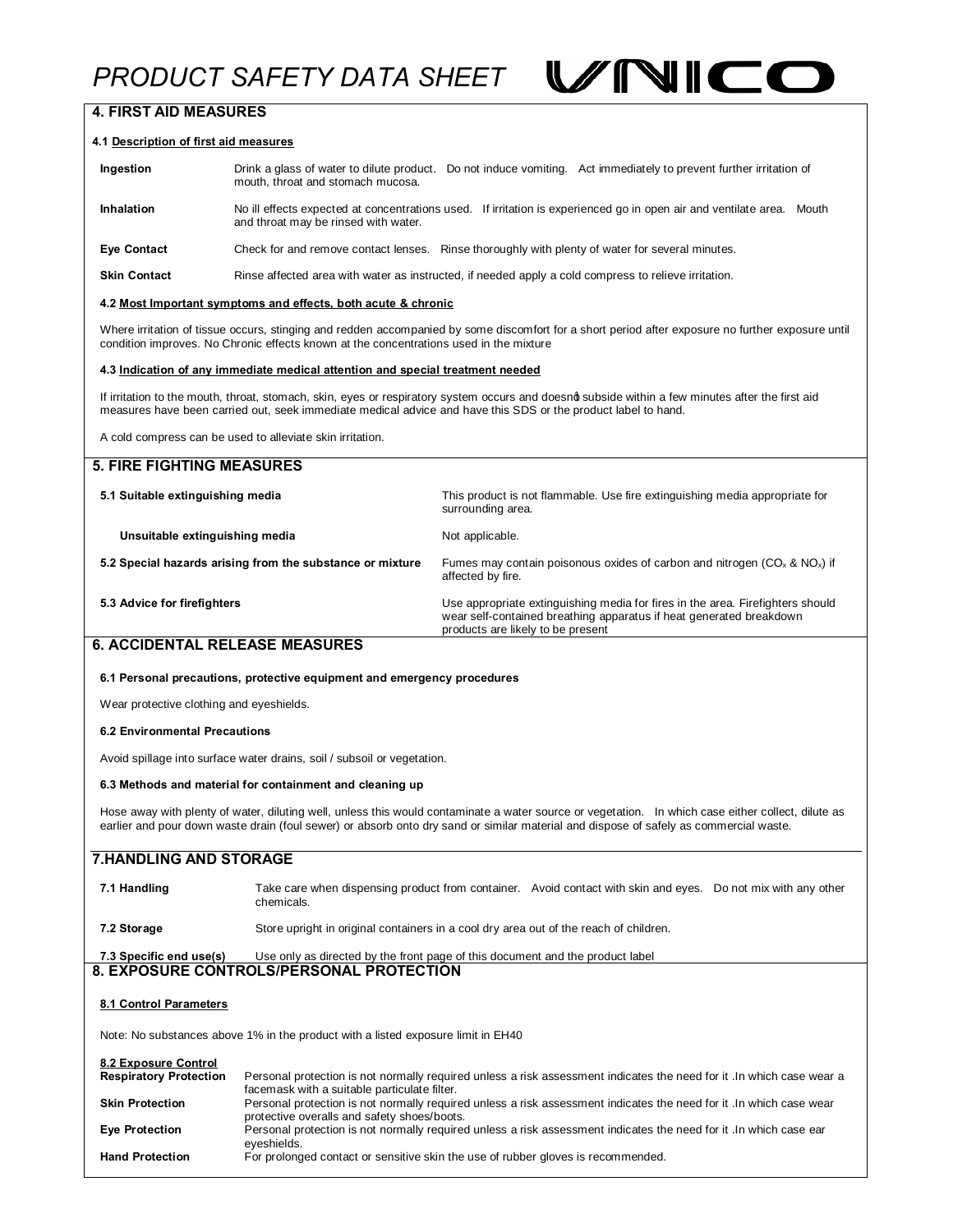# PRODUCT SAFETY DATA SHEET

## 4. FIRST AID MEASURES

### 4.1 Description of first aid measures

| | |
|---|---|
| **Ingestion** | Drink a glass of water to dilute product. Do not induce vomiting. Act immediately to prevent further irritation of mouth, throat and stomach mucosa. |
| **Inhalation** | No ill effects expected at concentrations used. If irritation is experienced go in open air and ventilate area. Mouth and throat may be rinsed with water. |
| **Eye Contact** | Check for and remove contact lenses. Rinse thoroughly with plenty of water for several minutes. |
| **Skin Contact** | Rinse affected area with water as instructed, if needed apply a cold compress to relieve irritation. |

### 4.2 Most Important symptoms and effects, both acute & chronic

Where irritation of tissue occurs, stinging and redden accompanied by some discomfort for a short period after exposure no further exposure until condition improves. No Chronic effects known at the concentrations used in the mixture

### 4.3 Indication of any immediate medical attention and special treatment needed

If irritation to the mouth, throat, stomach, skin, eyes or respiratory system occurs and doesn't subside within a few minutes after the first aid measures have been carried out, seek immediate medical advice and have this SDS or the product label to hand.

A cold compress can be used to alleviate skin irritation.

## 5. FIRE FIGHTING MEASURES

| | |
|---|---|
| **5.1 Suitable extinguishing media** | This product is not flammable. Use fire extinguishing media appropriate for surrounding area. |
| **Unsuitable extinguishing media** | Not applicable. |
| **5.2 Special hazards arising from the substance or mixture** | Fumes may contain poisonous oxides of carbon and nitrogen ($CO_x$ & $NO_x$) if affected by fire. |
| **5.3 Advice for firefighters** | Use appropriate extinguishing media for fires in the area. Firefighters should wear self-contained breathing apparatus if heat generated breakdown products are likely to be present |

## 6. ACCIDENTAL RELEASE MEASURES

### 6.1 Personal precautions, protective equipment and emergency procedures

Wear protective clothing and eyeshields.

### 6.2 Environmental Precautions

Avoid spillage into surface water drains, soil / subsoil or vegetation.

### 6.3 Methods and material for containment and cleaning up

Hose away with plenty of water, diluting well, unless this would contaminate a water source or vegetation. In which case either collect, dilute as earlier and pour down waste drain (foul sewer) or absorb onto dry sand or similar material and dispose of safely as commercial waste.

## 7.HANDLING AND STORAGE

| | |
|---|---|
| **7.1 Handling** | Take care when dispensing product from container. Avoid contact with skin and eyes. Do not mix with any other chemicals. |
| **7.2 Storage** | Store upright in original containers in a cool dry area out of the reach of children. |
| **7.3 Specific end use(s)** | Use only as directed by the front page of this document and the product label |

## 8. EXPOSURE CONTROLS/PERSONAL PROTECTION

### 8.1 Control Parameters

Note: No substances above 1% in the product with a listed exposure limit in EH40

### 8.2 Exposure Control

| | |
|---|---|
| **Respiratory Protection** | Personal protection is not normally required unless a risk assessment indicates the need for it .In which case wear a facemask with a suitable particulate filter. |
| **Skin Protection** | Personal protection is not normally required unless a risk assessment indicates the need for it .In which case wear protective overalls and safety shoes/boots. |
| **Eye Protection** | Personal protection is not normally required unless a risk assessment indicates the need for it .In which case ear eyeshields. |
| **Hand Protection** | For prolonged contact or sensitive skin the use of rubber gloves is recommended. |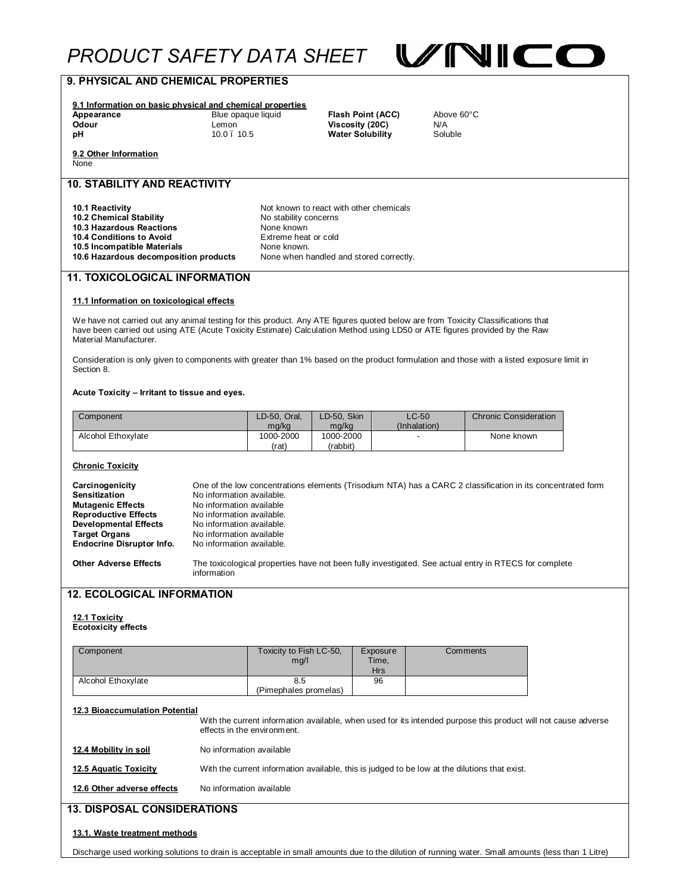## 9. PHYSICAL AND CHEMICAL PROPERTIES

**9.1 Information on basic physical and chemical properties**

| | | | |
|---|---|---|---|
| **Appearance** | Blue opaque liquid | **Flash Point (ACC)** | Above 60°C |
| **Odour** | Lemon | **Viscosity (20C)** | N/A |
| **pH** | 10.0 ï 10.5 | **Water Solubility** | Soluble |

**9.2 Other Information**

None

## 10. STABILITY AND REACTIVITY

| | |
|---|---|
| **10.1 Reactivity** | Not known to react with other chemicals |
| **10.2 Chemical Stability** | No stability concerns |
| **10.3 Hazardous Reactions** | None known |
| **10.4 Conditions to Avoid** | Extreme heat or cold |
| **10.5 Incompatible Materials** | None known. |
| **10.6 Hazardous decomposition products** | None when handled and stored correctly. |

## 11. TOXICOLOGICAL INFORMATION

**11.1 Information on toxicological effects**

We have not carried out any animal testing for this product. Any ATE figures quoted below are from Toxicity Classifications that have been carried out using ATE (Acute Toxicity Estimate) Calculation Method using LD50 or ATE figures provided by the Raw Material Manufacturer.

Consideration is only given to components with greater than 1% based on the product formulation and those with a listed exposure limit in Section 8.

**Acute Toxicity – Irritant to tissue and eyes.**

| Component | LD-50, Oral, mg/kg | LD-50, Skin mg/kg | LC-50 (Inhalation) | Chronic Consideration |
|---|---|---|---|---|
| Alcohol Ethoxylate | 1000-2000 (rat) | 1000-2000 (rabbit) | - | None known |

**Chronic Toxicity**

| | |
|---|---|
| **Carcinogenicity** | One of the low concentrations elements (Trisodium NTA) has a CARC 2 classification in its concentrated form |
| **Sensitization** | No information available. |
| **Mutagenic Effects** | No information available |
| **Reproductive Effects** | No information available. |
| **Developmental Effects** | No information available. |
| **Target Organs** | No information available |
| **Endocrine Disruptor Info.** | No information available. |

**Other Adverse Effects** The toxicological properties have not been fully investigated. See actual entry in RTECS for complete information

## 12. ECOLOGICAL INFORMATION

**12.1 Toxicity**

**Ecotoxicity effects**

| Component | Toxicity to Fish LC-50, mg/l | Exposure Time, Hrs | Comments |
|---|---|---|---|
| Alcohol Ethoxylate | 8.5 (Pimephales promelas) | 96 | |

**12.3 Bioaccumulation Potential**

With the current information available, when used for its intended purpose this product will not cause adverse effects in the environment.

**12.4 Mobility in soil** No information available

**12.5 Aquatic Toxicity** With the current information available, this is judged to be low at the dilutions that exist.

**12.6 Other adverse effects** No information available

## 13. DISPOSAL CONSIDERATIONS

**13.1. Waste treatment methods**

Discharge used working solutions to drain is acceptable in small amounts due to the dilution of running water. Small amounts (less than 1 Litre)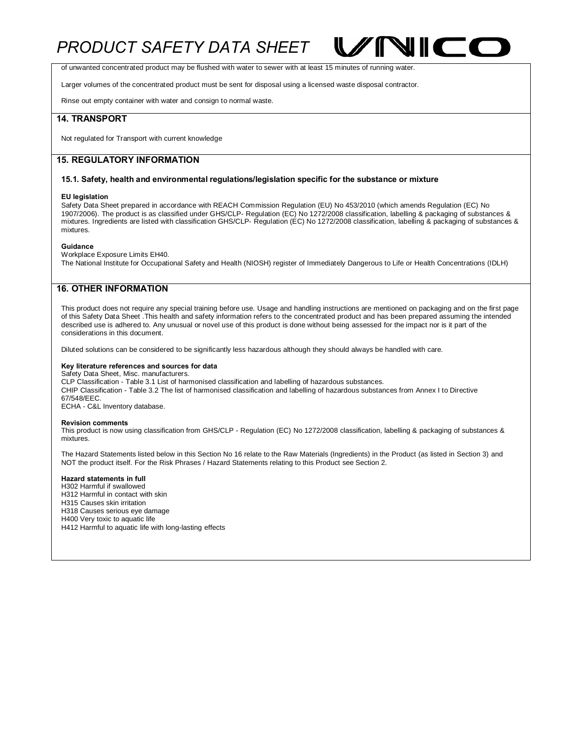of unwanted concentrated product may be flushed with water to sewer with at least 15 minutes of running water.

Larger volumes of the concentrated product must be sent for disposal using a licensed waste disposal contractor.

Rinse out empty container with water and consign to normal waste.

## 14. TRANSPORT

Not regulated for Transport with current knowledge

## 15. REGULATORY INFORMATION

### 15.1. Safety, health and environmental regulations/legislation specific for the substance or mixture

**EU legislation**
Safety Data Sheet prepared in accordance with REACH Commission Regulation (EU) No 453/2010 (which amends Regulation (EC) No 1907/2006). The product is as classified under GHS/CLP- Regulation (EC) No 1272/2008 classification, labelling & packaging of substances & mixtures. Ingredients are listed with classification GHS/CLP- Regulation (EC) No 1272/2008 classification, labelling & packaging of substances & mixtures.

**Guidance**
Workplace Exposure Limits EH40.
The National Institute for Occupational Safety and Health (NIOSH) register of Immediately Dangerous to Life or Health Concentrations (IDLH)

## 16. OTHER INFORMATION

This product does not require any special training before use. Usage and handling instructions are mentioned on packaging and on the first page of this Safety Data Sheet .This health and safety information refers to the concentrated product and has been prepared assuming the intended described use is adhered to. Any unusual or novel use of this product is done without being assessed for the impact nor is it part of the considerations in this document.

Diluted solutions can be considered to be significantly less hazardous although they should always be handled with care.

**Key literature references and sources for data**
Safety Data Sheet, Misc. manufacturers.
CLP Classification - Table 3.1 List of harmonised classification and labelling of hazardous substances.
CHIP Classification - Table 3.2 The list of harmonised classification and labelling of hazardous substances from Annex I to Directive 67/548/EEC.
ECHA - C&L Inventory database.

**Revision comments**
This product is now using classification from GHS/CLP - Regulation (EC) No 1272/2008 classification, labelling & packaging of substances & mixtures.

The Hazard Statements listed below in this Section No 16 relate to the Raw Materials (Ingredients) in the Product (as listed in Section 3) and NOT the product itself. For the Risk Phrases / Hazard Statements relating to this Product see Section 2.

**Hazard statements in full**
H302 Harmful if swallowed
H312 Harmful in contact with skin
H315 Causes skin irritation
H318 Causes serious eye damage
H400 Very toxic to aquatic life
H412 Harmful to aquatic life with long-lasting effects